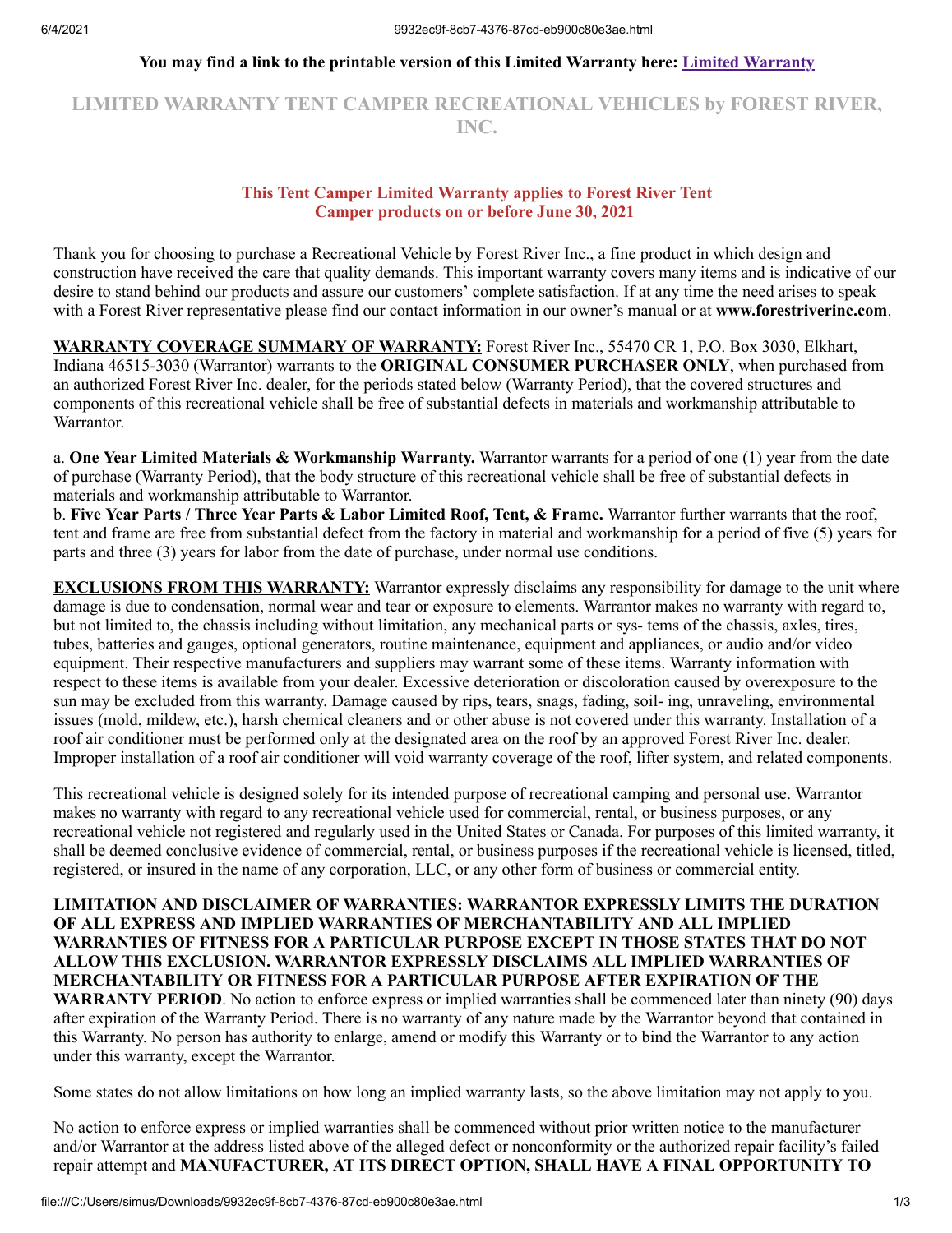**You may find a link to the printable version of this Limited Warranty here: Limited Warranty**

# LIMITED WARRANTY TENT CAMPER RECREATIONAL VEHICLES by FOREST RIVER, INC.

**This Tent Camper Limited Warranty applies to Forest River Tent Camper products on or before June 30, 2021**

Thank you for choosing to purchase a Recreational Vehicle by Forest River Inc., a fine product in which design and construction have received the care that quality demands. This important warranty covers many items and is indicative of our desire to stand behind our products and assure our customers' complete satisfaction. If at any time the need arises to speak with a Forest River representative please find our contact information in our owner's manual or at **www.forestriverinc.com**.

**WARRANTY COVERAGE SUMMARY OF WARRANTY:** Forest River Inc., 55470 CR 1, P.O. Box 3030, Elkhart, Indiana 46515-3030 (Warrantor) warrants to the **ORIGINAL CONSUMER PURCHASER ONLY**, when purchased from an authorized Forest River Inc. dealer, for the periods stated below (Warranty Period), that the covered structures and components of this recreational vehicle shall be free of substantial defects in materials and workmanship attributable to Warrantor.

a. **One Year Limited Materials & Workmanship Warranty.** Warrantor warrants for a period of one (1) year from the date of purchase (Warranty Period), that the body structure of this recreational vehicle shall be free of substantial defects in materials and workmanship attributable to Warrantor.
b. **Five Year Parts / Three Year Parts & Labor Limited Roof, Tent, & Frame.** Warrantor further warrants that the roof, tent and frame are free from substantial defect from the factory in material and workmanship for a period of five (5) years for parts and three (3) years for labor from the date of purchase, under normal use conditions.

**EXCLUSIONS FROM THIS WARRANTY:** Warrantor expressly disclaims any responsibility for damage to the unit where damage is due to condensation, normal wear and tear or exposure to elements. Warrantor makes no warranty with regard to, but not limited to, the chassis including without limitation, any mechanical parts or sys- tems of the chassis, axles, tires, tubes, batteries and gauges, optional generators, routine maintenance, equipment and appliances, or audio and/or video equipment. Their respective manufacturers and suppliers may warrant some of these items. Warranty information with respect to these items is available from your dealer. Excessive deterioration or discoloration caused by overexposure to the sun may be excluded from this warranty. Damage caused by rips, tears, snags, fading, soil- ing, unraveling, environmental issues (mold, mildew, etc.), harsh chemical cleaners and or other abuse is not covered under this warranty. Installation of a roof air conditioner must be performed only at the designated area on the roof by an approved Forest River Inc. dealer. Improper installation of a roof air conditioner will void warranty coverage of the roof, lifter system, and related components.

This recreational vehicle is designed solely for its intended purpose of recreational camping and personal use. Warrantor makes no warranty with regard to any recreational vehicle used for commercial, rental, or business purposes, or any recreational vehicle not registered and regularly used in the United States or Canada. For purposes of this limited warranty, it shall be deemed conclusive evidence of commercial, rental, or business purposes if the recreational vehicle is licensed, titled, registered, or insured in the name of any corporation, LLC, or any other form of business or commercial entity.

**LIMITATION AND DISCLAIMER OF WARRANTIES: WARRANTOR EXPRESSLY LIMITS THE DURATION OF ALL EXPRESS AND IMPLIED WARRANTIES OF MERCHANTABILITY AND ALL IMPLIED WARRANTIES OF FITNESS FOR A PARTICULAR PURPOSE EXCEPT IN THOSE STATES THAT DO NOT ALLOW THIS EXCLUSION. WARRANTOR EXPRESSLY DISCLAIMS ALL IMPLIED WARRANTIES OF MERCHANTABILITY OR FITNESS FOR A PARTICULAR PURPOSE AFTER EXPIRATION OF THE WARRANTY PERIOD**. No action to enforce express or implied warranties shall be commenced later than ninety (90) days after expiration of the Warranty Period. There is no warranty of any nature made by the Warrantor beyond that contained in this Warranty. No person has authority to enlarge, amend or modify this Warranty or to bind the Warrantor to any action under this warranty, except the Warrantor.

Some states do not allow limitations on how long an implied warranty lasts, so the above limitation may not apply to you.

No action to enforce express or implied warranties shall be commenced without prior written notice to the manufacturer and/or Warrantor at the address listed above of the alleged defect or nonconformity or the authorized repair facility's failed repair attempt and **MANUFACTURER, AT ITS DIRECT OPTION, SHALL HAVE A FINAL OPPORTUNITY TO**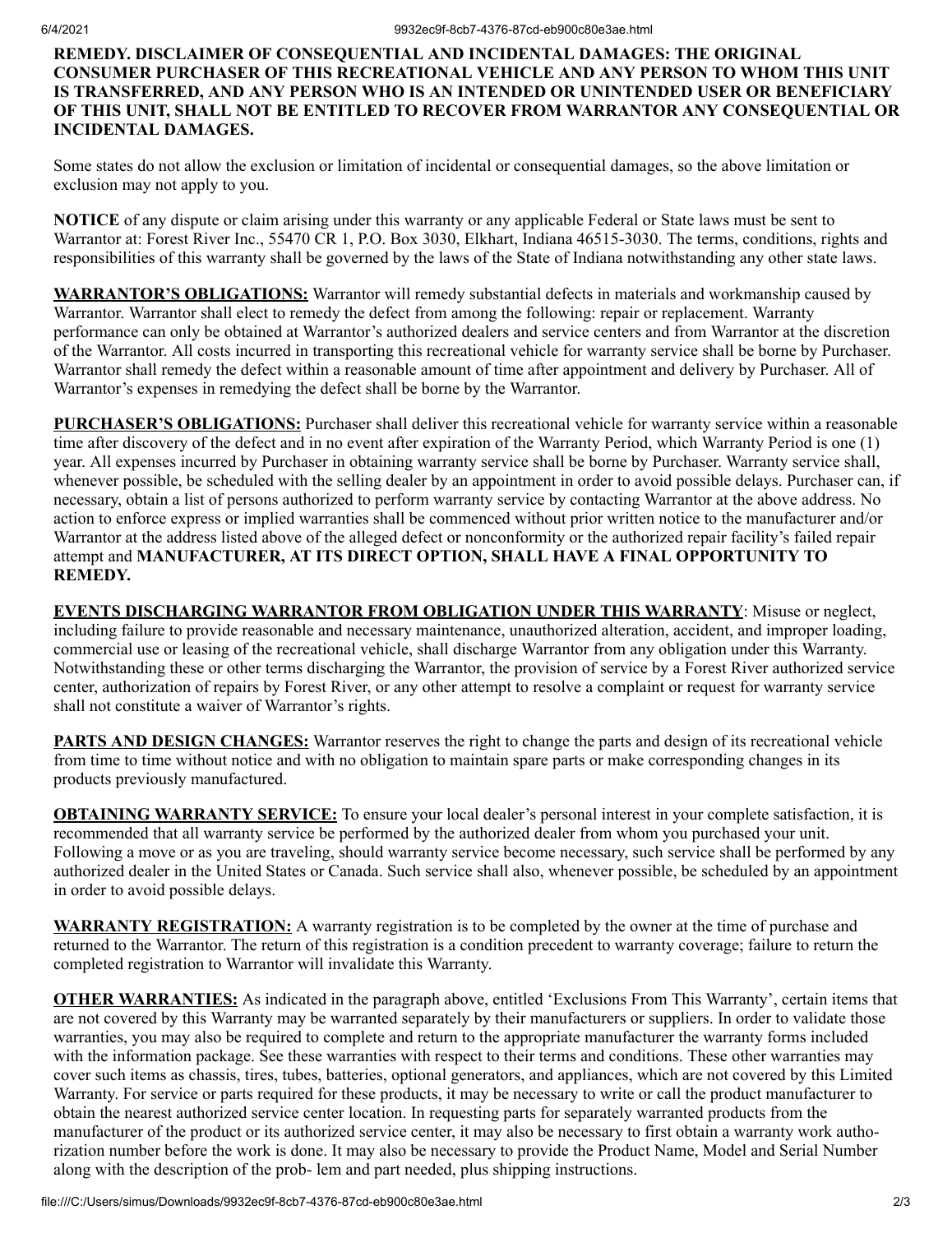**REMEDY. DISCLAIMER OF CONSEQUENTIAL AND INCIDENTAL DAMAGES: THE ORIGINAL CONSUMER PURCHASER OF THIS RECREATIONAL VEHICLE AND ANY PERSON TO WHOM THIS UNIT IS TRANSFERRED, AND ANY PERSON WHO IS AN INTENDED OR UNINTENDED USER OR BENEFICIARY OF THIS UNIT, SHALL NOT BE ENTITLED TO RECOVER FROM WARRANTOR ANY CONSEQUENTIAL OR INCIDENTAL DAMAGES.**

Some states do not allow the exclusion or limitation of incidental or consequential damages, so the above limitation or exclusion may not apply to you.

**NOTICE** of any dispute or claim arising under this warranty or any applicable Federal or State laws must be sent to Warrantor at: Forest River Inc., 55470 CR 1, P.O. Box 3030, Elkhart, Indiana 46515-3030. The terms, conditions, rights and responsibilities of this warranty shall be governed by the laws of the State of Indiana notwithstanding any other state laws.

**WARRANTOR'S OBLIGATIONS:** Warrantor will remedy substantial defects in materials and workmanship caused by Warrantor. Warrantor shall elect to remedy the defect from among the following: repair or replacement. Warranty performance can only be obtained at Warrantor's authorized dealers and service centers and from Warrantor at the discretion of the Warrantor. All costs incurred in transporting this recreational vehicle for warranty service shall be borne by Purchaser. Warrantor shall remedy the defect within a reasonable amount of time after appointment and delivery by Purchaser. All of Warrantor's expenses in remedying the defect shall be borne by the Warrantor.

**PURCHASER'S OBLIGATIONS:** Purchaser shall deliver this recreational vehicle for warranty service within a reasonable time after discovery of the defect and in no event after expiration of the Warranty Period, which Warranty Period is one (1) year. All expenses incurred by Purchaser in obtaining warranty service shall be borne by Purchaser. Warranty service shall, whenever possible, be scheduled with the selling dealer by an appointment in order to avoid possible delays. Purchaser can, if necessary, obtain a list of persons authorized to perform warranty service by contacting Warrantor at the above address. No action to enforce express or implied warranties shall be commenced without prior written notice to the manufacturer and/or Warrantor at the address listed above of the alleged defect or nonconformity or the authorized repair facility's failed repair attempt and **MANUFACTURER, AT ITS DIRECT OPTION, SHALL HAVE A FINAL OPPORTUNITY TO REMEDY.**

**EVENTS DISCHARGING WARRANTOR FROM OBLIGATION UNDER THIS WARRANTY**: Misuse or neglect, including failure to provide reasonable and necessary maintenance, unauthorized alteration, accident, and improper loading, commercial use or leasing of the recreational vehicle, shall discharge Warrantor from any obligation under this Warranty. Notwithstanding these or other terms discharging the Warrantor, the provision of service by a Forest River authorized service center, authorization of repairs by Forest River, or any other attempt to resolve a complaint or request for warranty service shall not constitute a waiver of Warrantor's rights.

**PARTS AND DESIGN CHANGES:** Warrantor reserves the right to change the parts and design of its recreational vehicle from time to time without notice and with no obligation to maintain spare parts or make corresponding changes in its products previously manufactured.

**OBTAINING WARRANTY SERVICE:** To ensure your local dealer's personal interest in your complete satisfaction, it is recommended that all warranty service be performed by the authorized dealer from whom you purchased your unit. Following a move or as you are traveling, should warranty service become necessary, such service shall be performed by any authorized dealer in the United States or Canada. Such service shall also, whenever possible, be scheduled by an appointment in order to avoid possible delays.

**WARRANTY REGISTRATION:** A warranty registration is to be completed by the owner at the time of purchase and returned to the Warrantor. The return of this registration is a condition precedent to warranty coverage; failure to return the completed registration to Warrantor will invalidate this Warranty.

**OTHER WARRANTIES:** As indicated in the paragraph above, entitled 'Exclusions From This Warranty', certain items that are not covered by this Warranty may be warranted separately by their manufacturers or suppliers. In order to validate those warranties, you may also be required to complete and return to the appropriate manufacturer the warranty forms included with the information package. See these warranties with respect to their terms and conditions. These other warranties may cover such items as chassis, tires, tubes, batteries, optional generators, and appliances, which are not covered by this Limited Warranty. For service or parts required for these products, it may be necessary to write or call the product manufacturer to obtain the nearest authorized service center location. In requesting parts for separately warranted products from the manufacturer of the product or its authorized service center, it may also be necessary to first obtain a warranty work authorization number before the work is done. It may also be necessary to provide the Product Name, Model and Serial Number along with the description of the prob- lem and part needed, plus shipping instructions.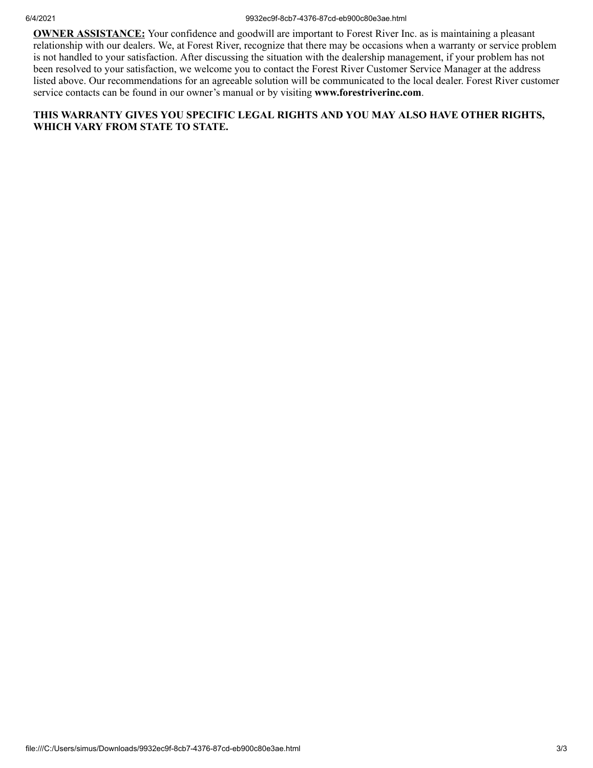**<u>OWNER ASSISTANCE:</u>** Your confidence and goodwill are important to Forest River Inc. as is maintaining a pleasant relationship with our dealers. We, at Forest River, recognize that there may be occasions when a warranty or service problem is not handled to your satisfaction. After discussing the situation with the dealership management, if your problem has not been resolved to your satisfaction, we welcome you to contact the Forest River Customer Service Manager at the address listed above. Our recommendations for an agreeable solution will be communicated to the local dealer. Forest River customer service contacts can be found in our owner's manual or by visiting **www.forestriverinc.com**.

**THIS WARRANTY GIVES YOU SPECIFIC LEGAL RIGHTS AND YOU MAY ALSO HAVE OTHER RIGHTS, WHICH VARY FROM STATE TO STATE.**